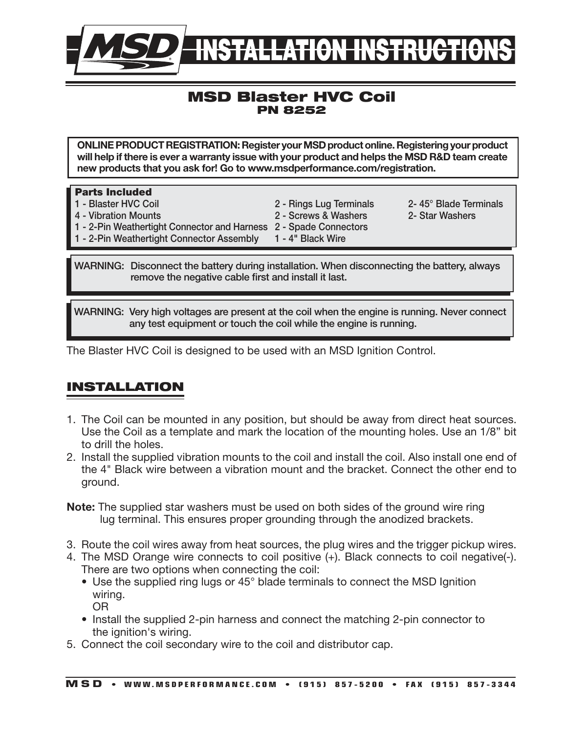# INSTALLATION INSTRUCTIONS

## MSD Blaster HVC Coil
### PN 8252

**ONLINE PRODUCT REGISTRATION: Register your MSD product online. Registering your product will help if there is ever a warranty issue with your product and helps the MSD R&D team create new products that you ask for! Go to www.msdperformance.com/registration.**

**Parts Included**

- 1 - Blaster HVC Coil
- 4 - Vibration Mounts
- 1 - 2-Pin Weathertight Connector and Harness
- 1 - 2-Pin Weathertight Connector Assembly
- 2 - Rings Lug Terminals
- 2 - Screws & Washers
- 2 - Spade Connectors
- 1 - 4" Black Wire
- 2- 45° Blade Terminals
- 2- Star Washers

**WARNING: Disconnect the battery during installation. When disconnecting the battery, always remove the negative cable first and install it last.**

**WARNING: Very high voltages are present at the coil when the engine is running. Never connect any test equipment or touch the coil while the engine is running.**

The Blaster HVC Coil is designed to be used with an MSD Ignition Control.

## INSTALLATION

1. The Coil can be mounted in any position, but should be away from direct heat sources. Use the Coil as a template and mark the location of the mounting holes. Use an 1/8” bit to drill the holes.
2. Install the supplied vibration mounts to the coil and install the coil. Also install one end of the 4" Black wire between a vibration mount and the bracket. Connect the other end to ground.

**Note:** The supplied star washers must be used on both sides of the ground wire ring lug terminal. This ensures proper grounding through the anodized brackets.

3. Route the coil wires away from heat sources, the plug wires and the trigger pickup wires.
4. The MSD Orange wire connects to coil positive (+). Black connects to coil negative(-). There are two options when connecting the coil:
   - Use the supplied ring lugs or 45° blade terminals to connect the MSD Ignition wiring.
     OR
   - Install the supplied 2-pin harness and connect the matching 2-pin connector to the ignition's wiring.
5. Connect the coil secondary wire to the coil and distributor cap.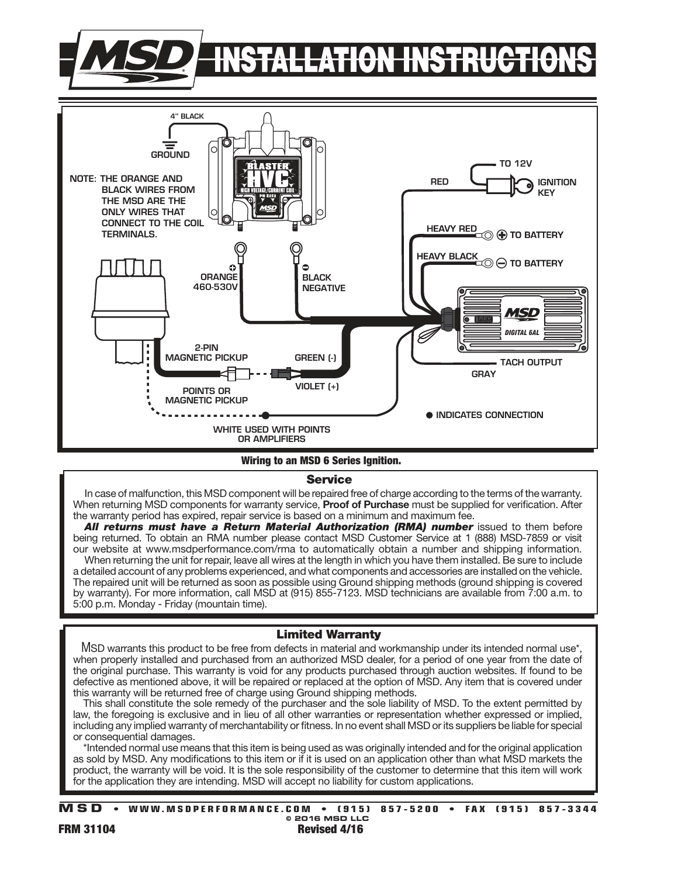# MSD INSTALLATION INSTRUCTIONS

4" BLACK

GROUND

NOTE: THE ORANGE AND BLACK WIRES FROM THE MSD ARE THE ONLY WIRES THAT CONNECT TO THE COIL TERMINALS.

TO 12V

RED

IGNITION KEY

HEAVY RED

TO BATTERY

HEAVY BLACK

TO BATTERY

ORANGE 460-530V

BLACK NEGATIVE

2-PIN MAGNETIC PICKUP

GREEN (-)

VIOLET (+)

POINTS OR MAGNETIC PICKUP

TACH OUTPUT

GRAY

INDICATES CONNECTION

WHITE USED WITH POINTS OR AMPLIFIERS

**Wiring to an MSD 6 Series Ignition.**

## Service

In case of malfunction, this MSD component will be repaired free of charge according to the terms of the warranty. When returning MSD components for warranty service, **Proof of Purchase** must be supplied for verification. After the warranty period has expired, repair service is based on a minimum and maximum fee.

***All returns must have a Return Material Authorization (RMA) number*** issued to them before being returned. To obtain an RMA number please contact MSD Customer Service at 1 (888) MSD-7859 or visit our website at www.msdperformance.com/rma to automatically obtain a number and shipping information.

When returning the unit for repair, leave all wires at the length in which you have them installed. Be sure to include a detailed account of any problems experienced, and what components and accessories are installed on the vehicle. The repaired unit will be returned as soon as possible using Ground shipping methods (ground shipping is covered by warranty). For more information, call MSD at (915) 855-7123. MSD technicians are available from 7:00 a.m. to 5:00 p.m. Monday - Friday (mountain time).

## Limited Warranty

MSD warrants this product to be free from defects in material and workmanship under its intended normal use*, when properly installed and purchased from an authorized MSD dealer, for a period of one year from the date of the original purchase. This warranty is void for any products purchased through auction websites. If found to be defective as mentioned above, it will be repaired or replaced at the option of MSD. Any item that is covered under this warranty will be returned free of charge using Ground shipping methods.

This shall constitute the sole remedy of the purchaser and the sole liability of MSD. To the extent permitted by law, the foregoing is exclusive and in lieu of all other warranties or representation whether expressed or implied, including any implied warranty of merchantability or fitness. In no event shall MSD or its suppliers be liable for special or consequential damages.

*Intended normal use means that this item is being used as was originally intended and for the original application as sold by MSD. Any modifications to this item or if it is used on an application other than what MSD markets the product, the warranty will be void. It is the sole responsibility of the customer to determine that this item will work for the application they are intending. MSD will accept no liability for custom applications.

MSD • WWW.MSDPERFORMANCE.COM • (915) 857-5200 • FAX (915) 857-3344

© 2016 MSD LLC

FRM 31104 Revised 4/16